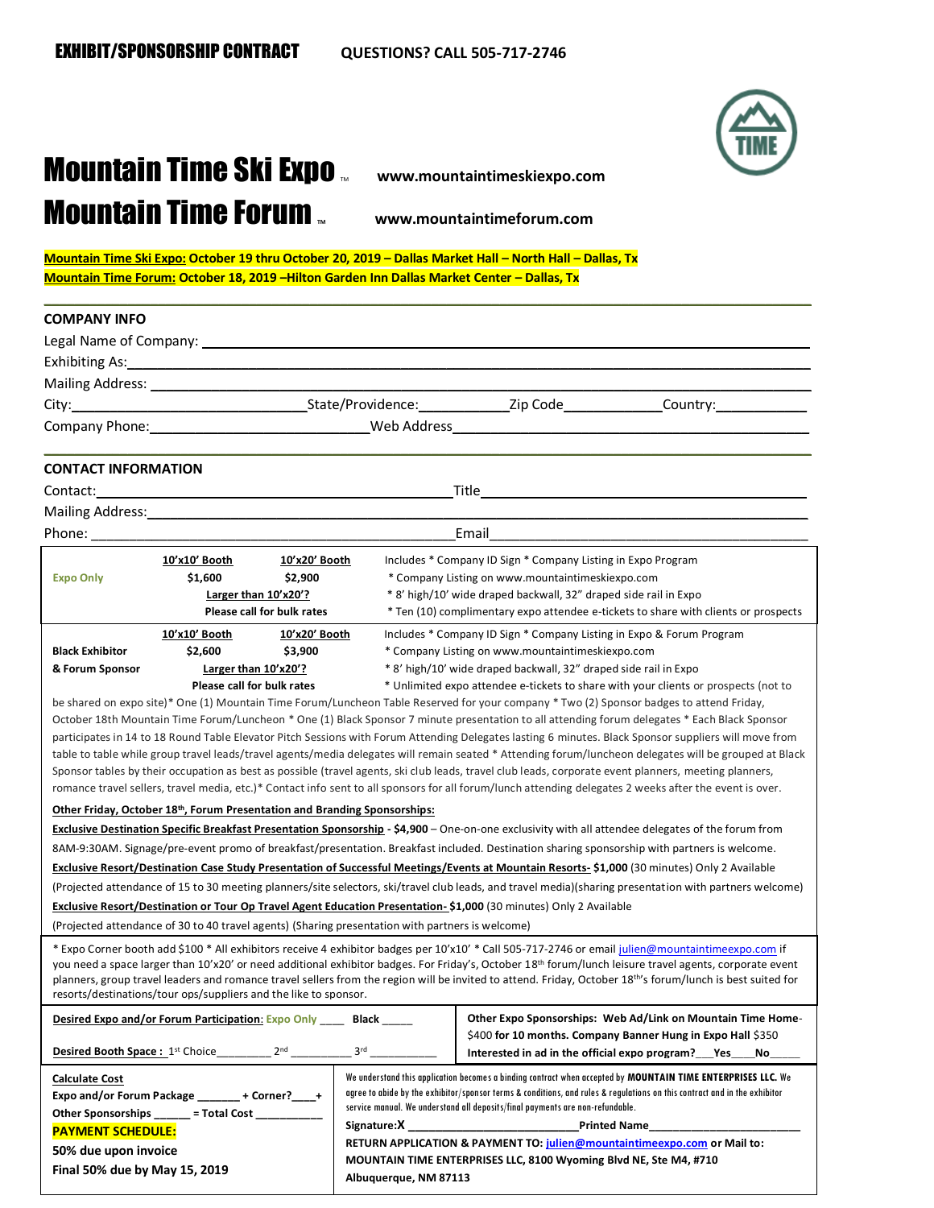**EXHIBIT/SPONSORSHIP CONTRACT** **QUESTIONS? CALL 505-717-2746**

# Mountain Time Ski Expo ™ www.mountaintimeskiexpo.com

# Mountain Time Forum ™ www.mountaintimeforum.com

**Mountain Time Ski Expo: October 19 thru October 20, 2019 – Dallas Market Hall – North Hall – Dallas, Tx**

**Mountain Time Forum: October 18, 2019 –Hilton Garden Inn Dallas Market Center – Dallas, Tx**

## COMPANY INFO

Legal Name of Company: ______________________________

Exhibiting As: ______________________________

Mailing Address: ______________________________

City: ______________ State/Providence: __________ Zip Code __________ Country: __________

Company Phone: ______________ Web Address ______________

## CONTACT INFORMATION

Contact: ______________________ Title ______________________

Mailing Address: ______________________________

Phone: ______________________ Email ______________________

| | 10'x10' Booth | 10'x20' Booth | |
|---|---|---|---|
| Expo Only | $1,600 | $2,900 | Includes * Company ID Sign * Company Listing in Expo Program<br>* Company Listing on www.mountaintimeskiexpo.com<br>* 8' high/10' wide draped backwall, 32" draped side rail in Expo<br>* Ten (10) complimentary expo attendee e-tickets to share with clients or prospects |
| | Larger than 10'x20'? Please call for bulk rates | | |

| | 10'x10' Booth | 10'x20' Booth | |
|---|---|---|---|
| Black Exhibitor & Forum Sponsor | $2,600 | $3,900 | Includes * Company ID Sign * Company Listing in Expo & Forum Program<br>* Company Listing on www.mountaintimeskiexpo.com<br>* 8' high/10' wide draped backwall, 32" draped side rail in Expo<br>* Unlimited expo attendee e-tickets to share with your clients or prospects (not to |
| | Larger than 10'x20'? Please call for bulk rates | | |

be shared on expo site)* One (1) Mountain Time Forum/Luncheon Table Reserved for your company * Two (2) Sponsor badges to attend Friday, October 18th Mountain Time Forum/Luncheon * One (1) Black Sponsor 7 minute presentation to all attending forum delegates * Each Black Sponsor participates in 14 to 18 Round Table Elevator Pitch Sessions with Forum Attending Delegates lasting 6 minutes. Black Sponsor suppliers will move from table to table while group travel leads/travel agents/media delegates will remain seated * Attending forum/luncheon delegates will be grouped at Black Sponsor tables by their occupation as best as possible (travel agents, ski club leads, travel club leads, corporate event planners, meeting planners, romance travel sellers, travel media, etc.)* Contact info sent to all sponsors for all forum/lunch attending delegates 2 weeks after the event is over.

**Other Friday, October 18th, Forum Presentation and Branding Sponsorships:**

**Exclusive Destination Specific Breakfast Presentation Sponsorship - $4,900** – One-on-one exclusivity with all attendee delegates of the forum from 8AM-9:30AM. Signage/pre-event promo of breakfast/presentation. Breakfast included. Destination sharing sponsorship with partners is welcome.

**Exclusive Resort/Destination Case Study Presentation of Successful Meetings/Events at Mountain Resorts- $1,000** (30 minutes) Only 2 Available (Projected attendance of 15 to 30 meeting planners/site selectors, ski/travel club leads, and travel media)(sharing presentation with partners welcome)

**Exclusive Resort/Destination or Tour Op Travel Agent Education Presentation- $1,000** (30 minutes) Only 2 Available (Projected attendance of 30 to 40 travel agents) (Sharing presentation with partners is welcome)

* Expo Corner booth add $100 * All exhibitors receive 4 exhibitor badges per 10'x10' * Call 505-717-2746 or email julien@mountaintimeexpo.com if you need a space larger than 10'x20' or need additional exhibitor badges. For Friday's, October 18th forum/lunch leisure travel agents, corporate event planners, group travel leaders and romance travel sellers from the region will be invited to attend. Friday, October 18th's forum/lunch is best suited for resorts/destinations/tour ops/suppliers and the like to sponsor.

**Desired Expo and/or Forum Participation**: Expo Only ____ Black _____

**Desired Booth Space :** 1st Choice_________ 2nd __________ 3rd ___________

**Other Expo Sponsorships: Web Ad/Link on Mountain Time Home-** $400 **for 10 months. Company Banner Hung in Expo Hall** $350

**Interested in ad in the official expo program?___Yes____No_____**

**Calculate Cost**

**Expo and/or Forum Package _______ + Corner?____+**

**Other Sponsorships ______ = Total Cost __________**

**PAYMENT SCHEDULE:**

**50% due upon invoice**

**Final 50% due by May 15, 2019**

We understand this application becomes a binding contract when accepted by **MOUNTAIN TIME ENTERPRISES LLC.** We agree to abide by the exhibitor/sponsor terms & conditions, and rules & regulations on this contract and in the exhibitor service manual. We understand all deposits/final payments are non-refundable.

**Signature:X ______________________ Printed Name ______________________**

**RETURN APPLICATION & PAYMENT TO: julien@mountaintimeexpo.com or Mail to:**

**MOUNTAIN TIME ENTERPRISES LLC, 8100 Wyoming Blvd NE, Ste M4, #710**

**Albuquerque, NM 87113**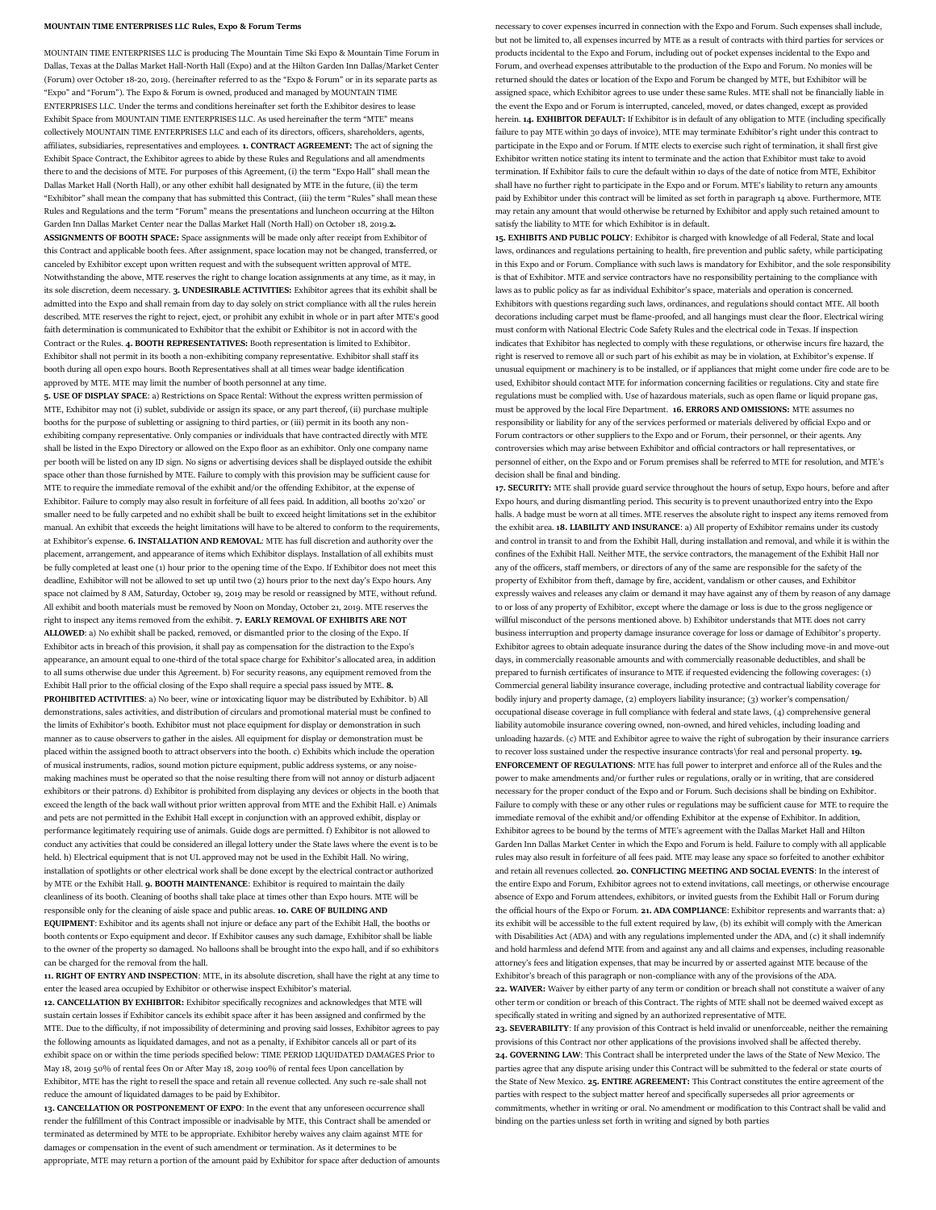**MOUNTAIN TIME ENTERPRISES LLC Rules, Expo & Forum Terms**

MOUNTAIN TIME ENTERPRISES LLC is producing The Mountain Time Ski Expo & Mountain Time Forum in Dallas, Texas at the Dallas Market Hall-North Hall (Expo) and at the Hilton Garden Inn Dallas/Market Center (Forum) over October 18-20, 2019. (hereinafter referred to as the "Expo & Forum" or in its separate parts as "Expo" and "Forum"). The Expo & Forum is owned, produced and managed by MOUNTAIN TIME ENTERPRISES LLC. Under the terms and conditions hereinafter set forth the Exhibitor desires to lease Exhibit Space from MOUNTAIN TIME ENTERPRISES LLC. As used hereinafter the term "MTE" means collectively MOUNTAIN TIME ENTERPRISES LLC and each of its directors, officers, shareholders, agents, affiliates, subsidiaries, representatives and employees. **1. CONTRACT AGREEMENT:** The act of signing the Exhibit Space Contract, the Exhibitor agrees to abide by these Rules and Regulations and all amendments there to and the decisions of MTE. For purposes of this Agreement, (i) the term "Expo Hall" shall mean the Dallas Market Hall (North Hall), or any other exhibit hall designated by MTE in the future, (ii) the term "Exhibitor" shall mean the company that has submitted this Contract, (iii) the term "Rules" shall mean these Rules and Regulations and the term "Forum" means the presentations and luncheon occurring at the Hilton Garden Inn Dallas Market Center near the Dallas Market Hall (North Hall) on October 18, 2019.**2. ASSIGNMENTS OF BOOTH SPACE:** Space assignments will be made only after receipt from Exhibitor of this Contract and applicable booth fees. After assignment, space location may not be changed, transferred, or canceled by Exhibitor except upon written request and with the subsequent written approval of MTE. Notwithstanding the above, MTE reserves the right to change location assignments at any time, as it may, in its sole discretion, deem necessary. **3. UNDESIRABLE ACTIVITIES:** Exhibitor agrees that its exhibit shall be admitted into the Expo and shall remain from day to day solely on strict compliance with all the rules herein described. MTE reserves the right to reject, eject, or prohibit any exhibit in whole or in part after MTE's good faith determination is communicated to Exhibitor that the exhibit or Exhibitor is not in accord with the Contract or the Rules. **4. BOOTH REPRESENTATIVES:** Booth representation is limited to Exhibitor. Exhibitor shall not permit in its booth a non-exhibiting company representative. Exhibitor shall staff its booth during all open expo hours. Booth Representatives shall at all times wear badge identification approved by MTE. MTE may limit the number of booth personnel at any time.

**5. USE OF DISPLAY SPACE**: a) Restrictions on Space Rental: Without the express written permission of MTE, Exhibitor may not (i) sublet, subdivide or assign its space, or any part thereof, (ii) purchase multiple booths for the purpose of subletting or assigning to third parties, or (iii) permit in its booth any non-exhibiting company representative. Only companies or individuals that have contracted directly with MTE shall be listed in the Expo Directory or allowed on the Expo floor as an exhibitor. Only one company name per booth will be listed on any ID sign. No signs or advertising devices shall be displayed outside the exhibit space other than those furnished by MTE. Failure to comply with this provision may be sufficient cause for MTE to require the immediate removal of the exhibit and/or the offending Exhibitor, at the expense of Exhibitor. Failure to comply may also result in forfeiture of all fees paid. In addition, all booths 20'x20' or smaller need to be fully carpeted and no exhibit shall be built to exceed height limitations set in the exhibitor manual. An exhibit that exceeds the height limitations will have to be altered to conform to the requirements, at Exhibitor's expense. **6. INSTALLATION AND REMOVAL**: MTE has full discretion and authority over the placement, arrangement, and appearance of items which Exhibitor displays. Installation of all exhibits must be fully completed at least one (1) hour prior to the opening time of the Expo. If Exhibitor does not meet this deadline, Exhibitor will not be allowed to set up until two (2) hours prior to the next day's Expo hours. Any space not claimed by 8 AM, Saturday, October 19, 2019 may be resold or reassigned by MTE, without refund. All exhibit and booth materials must be removed by Noon on Monday, October 21, 2019. MTE reserves the right to inspect any items removed from the exhibit. **7. EARLY REMOVAL OF EXHIBITS ARE NOT ALLOWED**: a) No exhibit shall be packed, removed, or dismantled prior to the closing of the Expo. If Exhibitor acts in breach of this provision, it shall pay as compensation for the distraction to the Expo's appearance, an amount equal to one-third of the total space charge for Exhibitor's allocated area, in addition to all sums otherwise due under this Agreement. b) For security reasons, any equipment removed from the Exhibit Hall prior to the official closing of the Expo shall require a special pass issued by MTE. **8. PROHIBITED ACTIVITIES**: a) No beer, wine or intoxicating liquor may be distributed by Exhibitor. b) All demonstrations, sales activities, and distribution of circulars and promotional material must be confined to the limits of Exhibitor's booth. Exhibitor must not place equipment for display or demonstration in such manner as to cause observers to gather in the aisles. All equipment for display or demonstration must be placed within the assigned booth to attract observers into the booth. c) Exhibits which include the operation of musical instruments, radios, sound motion picture equipment, public address systems, or any noise-making machines must be operated so that the noise resulting there from will not annoy or disturb adjacent exhibitors or their patrons. d) Exhibitor is prohibited from displaying any devices or objects in the booth that exceed the length of the back wall without prior written approval from MTE and the Exhibit Hall. e) Animals and pets are not permitted in the Exhibit Hall except in conjunction with an approved exhibit, display or performance legitimately requiring use of animals. Guide dogs are permitted. f) Exhibitor is not allowed to conduct any activities that could be considered an illegal lottery under the State laws where the event is to be held. h) Electrical equipment that is not UL approved may not be used in the Exhibit Hall. No wiring, installation of spotlights or other electrical work shall be done except by the electrical contractor authorized by MTE or the Exhibit Hall. **9. BOOTH MAINTENANCE**: Exhibitor is required to maintain the daily cleanliness of its booth. Cleaning of booths shall take place at times other than Expo hours. MTE will be responsible only for the cleaning of aisle space and public areas. **10. CARE OF BUILDING AND EQUIPMENT**: Exhibitor and its agents shall not injure or deface any part of the Exhibit Hall, the booths or booth contents or Expo equipment and decor. If Exhibitor causes any such damage, Exhibitor shall be liable to the owner of the property so damaged. No balloons shall be brought into the expo hall, and if so exhibitors can be charged for the removal from the hall.

**11. RIGHT OF ENTRY AND INSPECTION**: MTE, in its absolute discretion, shall have the right at any time to enter the leased area occupied by Exhibitor or otherwise inspect Exhibitor's material.

**12. CANCELLATION BY EXHIBITOR:** Exhibitor specifically recognizes and acknowledges that MTE will sustain certain losses if Exhibitor cancels its exhibit space after it has been assigned and confirmed by the MTE. Due to the difficulty, if not impossibility of determining and proving said losses, Exhibitor agrees to pay the following amounts as liquidated damages, and not as a penalty, if Exhibitor cancels all or part of its exhibit space on or within the time periods specified below: TIME PERIOD LIQUIDATED DAMAGES Prior to May 18, 2019 50% of rental fees On or After May 18, 2019 100% of rental fees Upon cancellation by Exhibitor, MTE has the right to resell the space and retain all revenue collected. Any such re-sale shall not reduce the amount of liquidated damages to be paid by Exhibitor.

**13. CANCELLATION OR POSTPONEMENT OF EXPO**: In the event that any unforeseen occurrence shall render the fulfillment of this Contract impossible or inadvisable by MTE, this Contract shall be amended or terminated as determined by MTE to be appropriate. Exhibitor hereby waives any claim against MTE for damages or compensation in the event of such amendment or termination. As it determines to be appropriate, MTE may return a portion of the amount paid by Exhibitor for space after deduction of amounts necessary to cover expenses incurred in connection with the Expo and Forum. Such expenses shall include, but not be limited to, all expenses incurred by MTE as a result of contracts with third parties for services or products incidental to the Expo and Forum, including out of pocket expenses incidental to the Expo and Forum, and overhead expenses attributable to the production of the Expo and Forum. No monies will be returned should the dates or location of the Expo and Forum be changed by MTE, but Exhibitor will be assigned space, which Exhibitor agrees to use under these same Rules. MTE shall not be financially liable in the event the Expo and or Forum is interrupted, canceled, moved, or dates changed, except as provided herein. **14. EXHIBITOR DEFAULT:** If Exhibitor is in default of any obligation to MTE (including specifically failure to pay MTE within 30 days of invoice), MTE may terminate Exhibitor's right under this contract to participate in the Expo and or Forum. If MTE elects to exercise such right of termination, it shall first give Exhibitor written notice stating its intent to terminate and the action that Exhibitor must take to avoid termination. If Exhibitor fails to cure the default within 10 days of the date of notice from MTE, Exhibitor shall have no further right to participate in the Expo and or Forum. MTE's liability to return any amounts paid by Exhibitor under this contract will be limited as set forth in paragraph 14 above. Furthermore, MTE may retain any amount that would otherwise be returned by Exhibitor and apply such retained amount to satisfy the liability to MTE for which Exhibitor is in default.

**15. EXHIBITS AND PUBLIC POLICY**: Exhibitor is charged with knowledge of all Federal, State and local laws, ordinances and regulations pertaining to health, fire prevention and public safety, while participating in this Expo and or Forum. Compliance with such laws is mandatory for Exhibitor, and the sole responsibility is that of Exhibitor. MTE and service contractors have no responsibility pertaining to the compliance with laws as to public policy as far as individual Exhibitor's space, materials and operation is concerned. Exhibitors with questions regarding such laws, ordinances, and regulations should contact MTE. All booth decorations including carpet must be flame-proofed, and all hangings must clear the floor. Electrical wiring must conform with National Electric Code Safety Rules and the electrical code in Texas. If inspection indicates that Exhibitor has neglected to comply with these regulations, or otherwise incurs fire hazard, the right is reserved to remove all or such part of his exhibit as may be in violation, at Exhibitor's expense. If unusual equipment or machinery is to be installed, or if appliances that might come under fire code are to be used, Exhibitor should contact MTE for information concerning facilities or regulations. City and state fire regulations must be complied with. Use of hazardous materials, such as open flame or liquid propane gas, must be approved by the local Fire Department. **16. ERRORS AND OMISSIONS:** MTE assumes no responsibility or liability for any of the services performed or materials delivered by official Expo and or Forum contractors or other suppliers to the Expo and or Forum, their personnel, or their agents. Any controversies which may arise between Exhibitor and official contractors or hall representatives, or personnel of either, on the Expo and or Forum premises shall be referred to MTE for resolution, and MTE's decision shall be final and binding.

**17. SECURITY:** MTE shall provide guard service throughout the hours of setup, Expo hours, before and after Expo hours, and during dismantling period. This security is to prevent unauthorized entry into the Expo halls. A badge must be worn at all times. MTE reserves the absolute right to inspect any items removed from the exhibit area. **18. LIABILITY AND INSURANCE**: a) All property of Exhibitor remains under its custody and control in transit to and from the Exhibit Hall, during installation and removal, and while it is within the confines of the Exhibit Hall. Neither MTE, the service contractors, the management of the Exhibit Hall nor any of the officers, staff members, or directors of any of the same are responsible for the safety of the property of Exhibitor from theft, damage by fire, accident, vandalism or other causes, and Exhibitor expressly waives and releases any claim or demand it may have against any of them by reason of any damage to or loss of any property of Exhibitor, except where the damage or loss is due to the gross negligence or willful misconduct of the persons mentioned above. b) Exhibitor understands that MTE does not carry business interruption and property damage insurance coverage for loss or damage of Exhibitor's property. Exhibitor agrees to obtain adequate insurance during the dates of the Show including move-in and move-out days, in commercially reasonable amounts and with commercially reasonable deductibles, and shall be prepared to furnish certificates of insurance to MTE if requested evidencing the following coverages: (1) Commercial general liability insurance coverage, including protective and contractual liability coverage for bodily injury and property damage, (2) employers liability insurance; (3) worker's compensation/ occupational disease coverage in full compliance with federal and state laws, (4) comprehensive general liability automobile insurance covering owned, non-owned, and hired vehicles, including loading and unloading hazards. (c) MTE and Exhibitor agree to waive the right of subrogation by their insurance carriers to recover loss sustained under the respective insurance contracts\for real and personal property. **19. ENFORCEMENT OF REGULATIONS**: MTE has full power to interpret and enforce all of the Rules and the power to make amendments and/or further rules or regulations, orally or in writing, that are considered necessary for the proper conduct of the Expo and or Forum. Such decisions shall be binding on Exhibitor. Failure to comply with these or any other rules or regulations may be sufficient cause for MTE to require the immediate removal of the exhibit and/or offending Exhibitor at the expense of Exhibitor. In addition, Exhibitor agrees to be bound by the terms of MTE's agreement with the Dallas Market Hall and Hilton Garden Inn Dallas Market Center in which the Expo and Forum is held. Failure to comply with all applicable rules may also result in forfeiture of all fees paid. MTE may lease any space so forfeited to another exhibitor and retain all revenues collected. **20. CONFLICTING MEETING AND SOCIAL EVENTS**: In the interest of the entire Expo and Forum, Exhibitor agrees not to extend invitations, call meetings, or otherwise encourage absence of Expo and Forum attendees, exhibitors, or invited guests from the Exhibit Hall or Forum during the official hours of the Expo or Forum. **21. ADA COMPLIANCE**: Exhibitor represents and warrants that: a) its exhibit will be accessible to the full extent required by law, (b) its exhibit will comply with the American with Disabilities Act (ADA) and with any regulations implemented under the ADA, and (c) it shall indemnify and hold harmless and defend MTE from and against any and all claims and expenses, including reasonable attorney's fees and litigation expenses, that may be incurred by or asserted against MTE because of the Exhibitor's breach of this paragraph or non-compliance with any of the provisions of the ADA.

**22. WAIVER:** Waiver by either party of any term or condition or breach shall not constitute a waiver of any other term or condition or breach of this Contract. The rights of MTE shall not be deemed waived except as specifically stated in writing and signed by an authorized representative of MTE.

**23. SEVERABILITY**: If any provision of this Contract is held invalid or unenforceable, neither the remaining provisions of this Contract nor other applications of the provisions involved shall be affected thereby.

**24. GOVERNING LAW**: This Contract shall be interpreted under the laws of the State of New Mexico. The parties agree that any dispute arising under this Contract will be submitted to the federal or state courts of the State of New Mexico. **25. ENTIRE AGREEMENT:** This Contract constitutes the entire agreement of the parties with respect to the subject matter hereof and specifically supersedes all prior agreements or commitments, whether in writing or oral. No amendment or modification to this Contract shall be valid and binding on the parties unless set forth in writing and signed by both parties